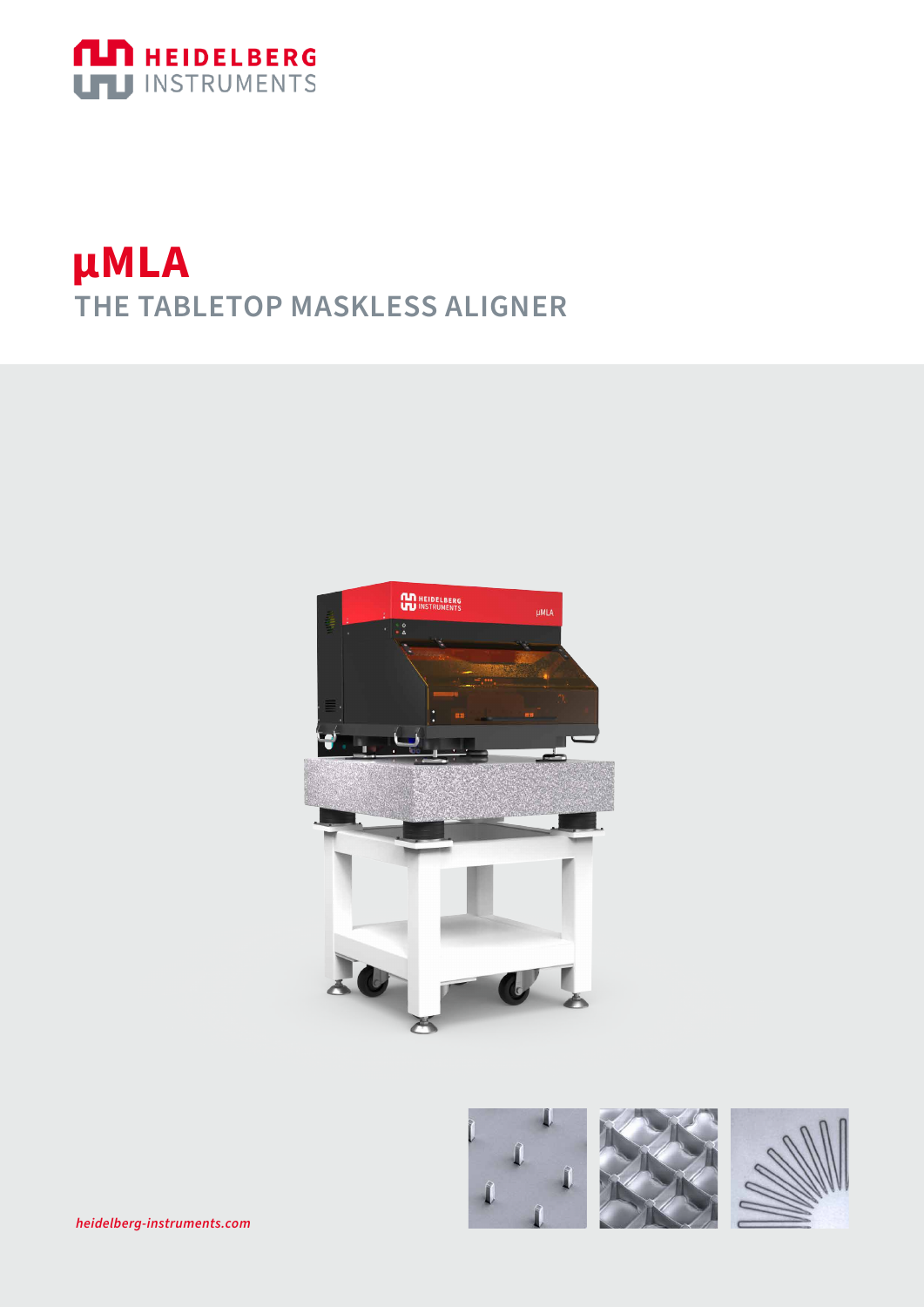HEIDELBERG INSTRUMENTS

# µMLA

## THE TABLETOP MASKLESS ALIGNER

*heidelberg-instruments.com*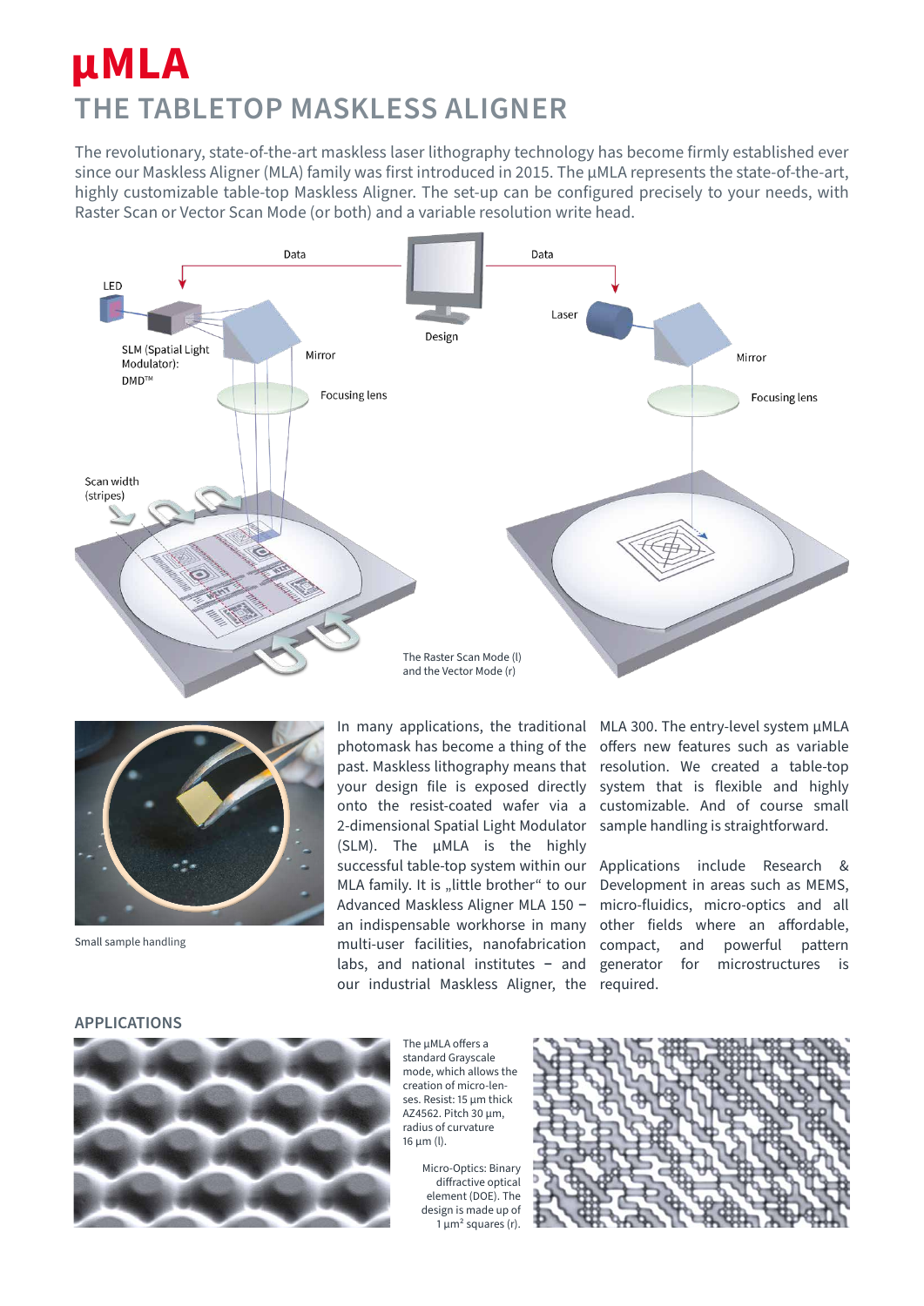# µMLA

## THE TABLETOP MASKLESS ALIGNER

The revolutionary, state-of-the-art maskless laser lithography technology has become firmly established ever since our Maskless Aligner (MLA) family was first introduced in 2015. The µMLA represents the state-of-the-art, highly customizable table-top Maskless Aligner. The set-up can be configured precisely to your needs, with Raster Scan or Vector Scan Mode (or both) and a variable resolution write head.

The Raster Scan Mode (l) and the Vector Mode (r)

Small sample handling

In many applications, the traditional photomask has become a thing of the past. Maskless lithography means that your design file is exposed directly onto the resist-coated wafer via a 2-dimensional Spatial Light Modulator (SLM). The µMLA is the highly successful table-top system within our MLA family. It is „little brother" to our Advanced Maskless Aligner MLA 150 – an indispensable workhorse in many multi-user facilities, nanofabrication labs, and national institutes – and our industrial Maskless Aligner, the MLA 300. The entry-level system µMLA offers new features such as variable resolution. We created a table-top system that is flexible and highly customizable. And of course small sample handling is straightforward.

Applications include Research & Development in areas such as MEMS, micro-fluidics, micro-optics and all other fields where an affordable, compact, and powerful pattern generator for microstructures is required.

## APPLICATIONS

The µMLA offers a standard Grayscale mode, which allows the creation of micro-lenses. Resist: 15 µm thick AZ4562. Pitch 30 µm, radius of curvature 16 µm (l).

Micro-Optics: Binary diffractive optical element (DOE). The design is made up of 1 µm² squares (r).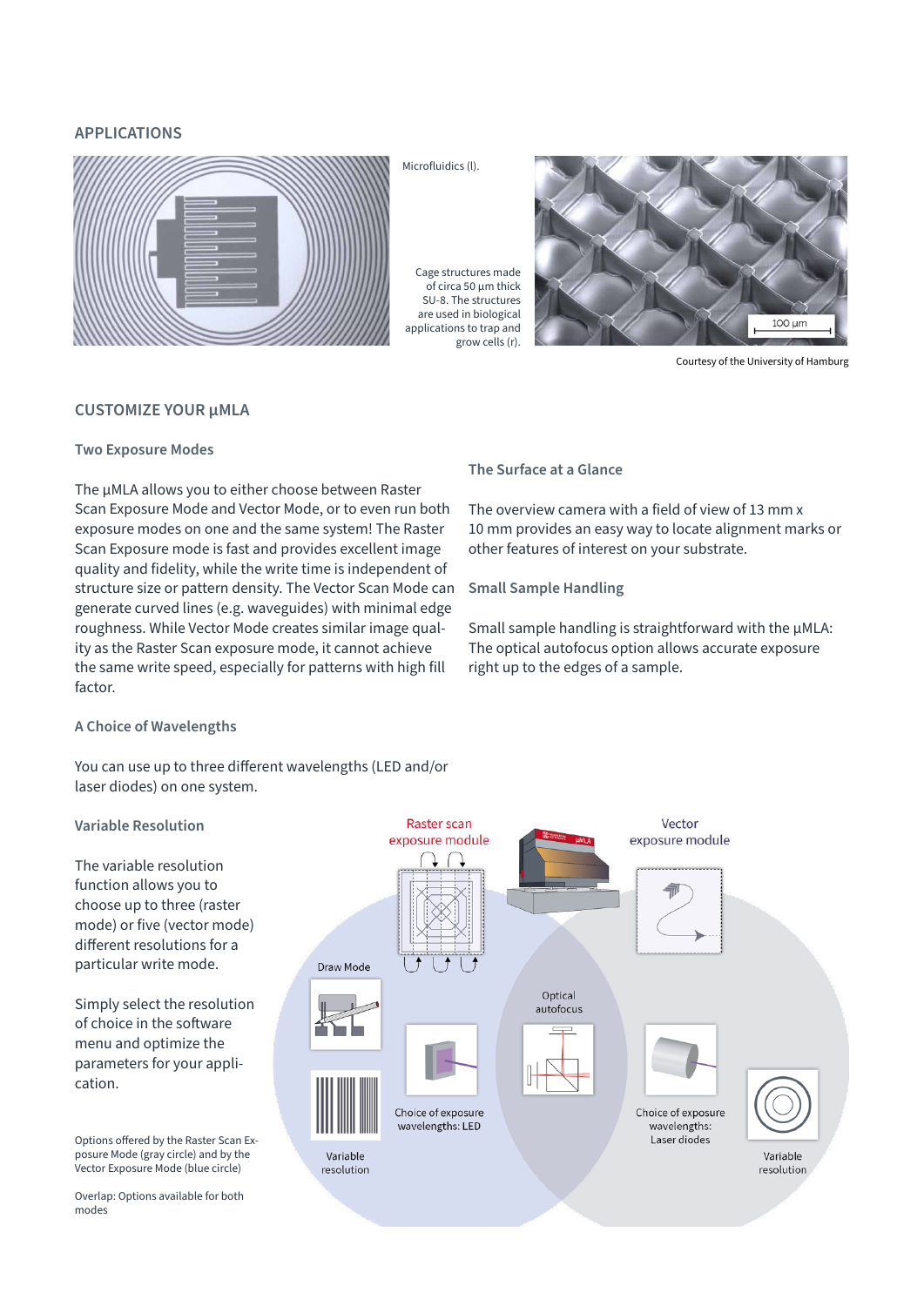## APPLICATIONS

Microfluidics (l).

Cage structures made of circa 50 µm thick SU-8. The structures are used in biological applications to trap and grow cells (r).

Courtesy of the University of Hamburg

## CUSTOMIZE YOUR µMLA

### Two Exposure Modes

The µMLA allows you to either choose between Raster Scan Exposure Mode and Vector Mode, or to even run both exposure modes on one and the same system! The Raster Scan Exposure mode is fast and provides excellent image quality and fidelity, while the write time is independent of structure size or pattern density. The Vector Scan Mode can generate curved lines (e.g. waveguides) with minimal edge roughness. While Vector Mode creates similar image quality as the Raster Scan exposure mode, it cannot achieve the same write speed, especially for patterns with high fill factor.

### A Choice of Wavelengths

You can use up to three different wavelengths (LED and/or laser diodes) on one system.

### Variable Resolution

The variable resolution function allows you to choose up to three (raster mode) or five (vector mode) different resolutions for a particular write mode.

Simply select the resolution of choice in the software menu and optimize the parameters for your application.

Options offered by the Raster Scan Exposure Mode (gray circle) and by the Vector Exposure Mode (blue circle)

Overlap: Options available for both modes

### The Surface at a Glance

The overview camera with a field of view of 13 mm x 10 mm provides an easy way to locate alignment marks or other features of interest on your substrate.

### Small Sample Handling

Small sample handling is straightforward with the µMLA: The optical autofocus option allows accurate exposure right up to the edges of a sample.

Raster scan exposure module

Vector exposure module

Draw Mode

Optical autofocus

Choice of exposure wavelengths: LED

Choice of exposure wavelengths: Laser diodes

Variable resolution

Variable resolution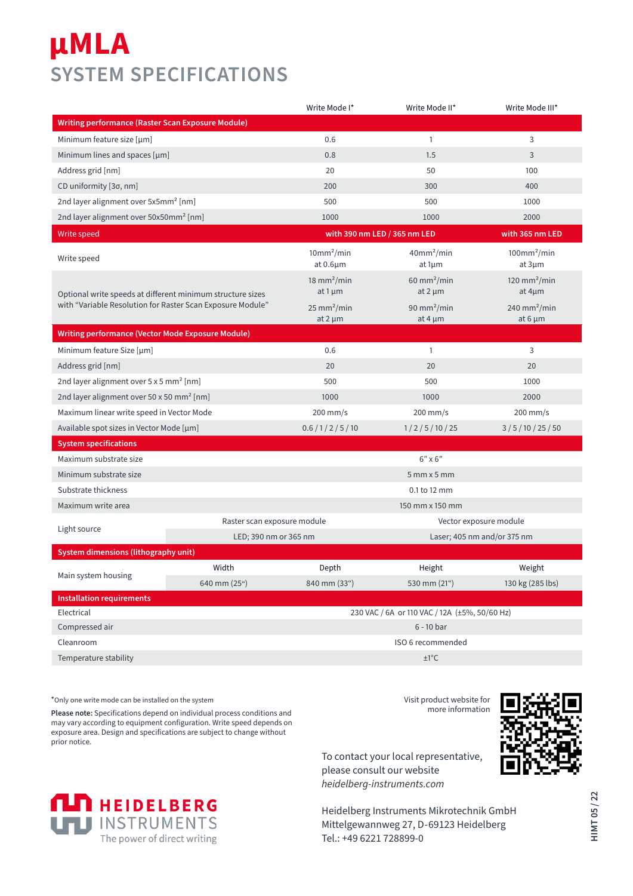# µMLA

## SYSTEM SPECIFICATIONS

| | Write Mode I* | Write Mode II* | Write Mode III* |
|---|---|---|---|
| **Writing performance (Raster Scan Exposure Module)** | | | |
| Minimum feature size [µm] | 0.6 | 1 | 3 |
| Minimum lines and spaces [µm] | 0.8 | 1.5 | 3 |
| Address grid [nm] | 20 | 50 | 100 |
| CD uniformity [3σ, nm] | 200 | 300 | 400 |
| 2nd layer alignment over 5x5mm² [nm] | 500 | 500 | 1000 |
| 2nd layer alignment over 50x50mm² [nm] | 1000 | 1000 | 2000 |
| **Write speed** | **with 390 nm LED / 365 nm LED** | | **with 365 nm LED** |
| Write speed | 10mm²/min at 0.6µm | 40mm²/min at 1µm | 100mm²/min at 3µm |
| Optional write speeds at different minimum structure sizes with “Variable Resolution for Raster Scan Exposure Module” | 18 mm²/min at 1 µm; 25 mm²/min at 2 µm | 60 mm²/min at 2 µm; 90 mm²/min at 4 µm | 120 mm²/min at 4µm; 240 mm²/min at 6 µm |
| **Writing performance (Vector Mode Exposure Module)** | | | |
| Minimum feature Size [µm] | 0.6 | 1 | 3 |
| Address grid [nm] | 20 | 20 | 20 |
| 2nd layer alignment over 5 x 5 mm² [nm] | 500 | 500 | 1000 |
| 2nd layer alignment over 50 x 50 mm² [nm] | 1000 | 1000 | 2000 |
| Maximum linear write speed in Vector Mode | 200 mm/s | 200 mm/s | 200 mm/s |
| Available spot sizes in Vector Mode [µm] | 0.6 / 1 / 2 / 5 / 10 | 1 / 2 / 5 / 10 / 25 | 3 / 5 / 10 / 25 / 50 |

| | | | | |
|---|---|---|---|---|
| **System specifications** | | | | |
| Maximum substrate size | 6” x 6” | | | |
| Minimum substrate size | 5 mm x 5 mm | | | |
| Substrate thickness | 0.1 to 12 mm | | | |
| Maximum write area | 150 mm x 150 mm | | | |
| Light source | Raster scan exposure module | | Vector exposure module | |
| | LED; 390 nm or 365 nm | | Laser; 405 nm and/or 375 nm | |
| **System dimensions (lithography unit)** | | | | |
| Main system housing | Width | Depth | Height | Weight |
| | 640 mm (25“) | 840 mm (33“) | 530 mm (21“) | 130 kg (285 lbs) |
| **Installation requirements** | | | | |
| Electrical | 230 VAC / 6A or 110 VAC / 12A (±5%, 50/60 Hz) | | | |
| Compressed air | 6 - 10 bar | | | |
| Cleanroom | ISO 6 recommended | | | |
| Temperature stability | ±1°C | | | |

*Only one write mode can be installed on the system

**Please note:** Specifications depend on individual process conditions and may vary according to equipment configuration. Write speed depends on exposure area. Design and specifications are subject to change without prior notice.

Visit product website for more information

To contact your local representative, please consult our website *heidelberg-instruments.com*

HEIDELBERG INSTRUMENTS
The power of direct writing

Heidelberg Instruments Mikrotechnik GmbH
Mittelgewannweg 27, D-69123 Heidelberg
Tel.: +49 6221 728899-0

HIMT 05 / 22